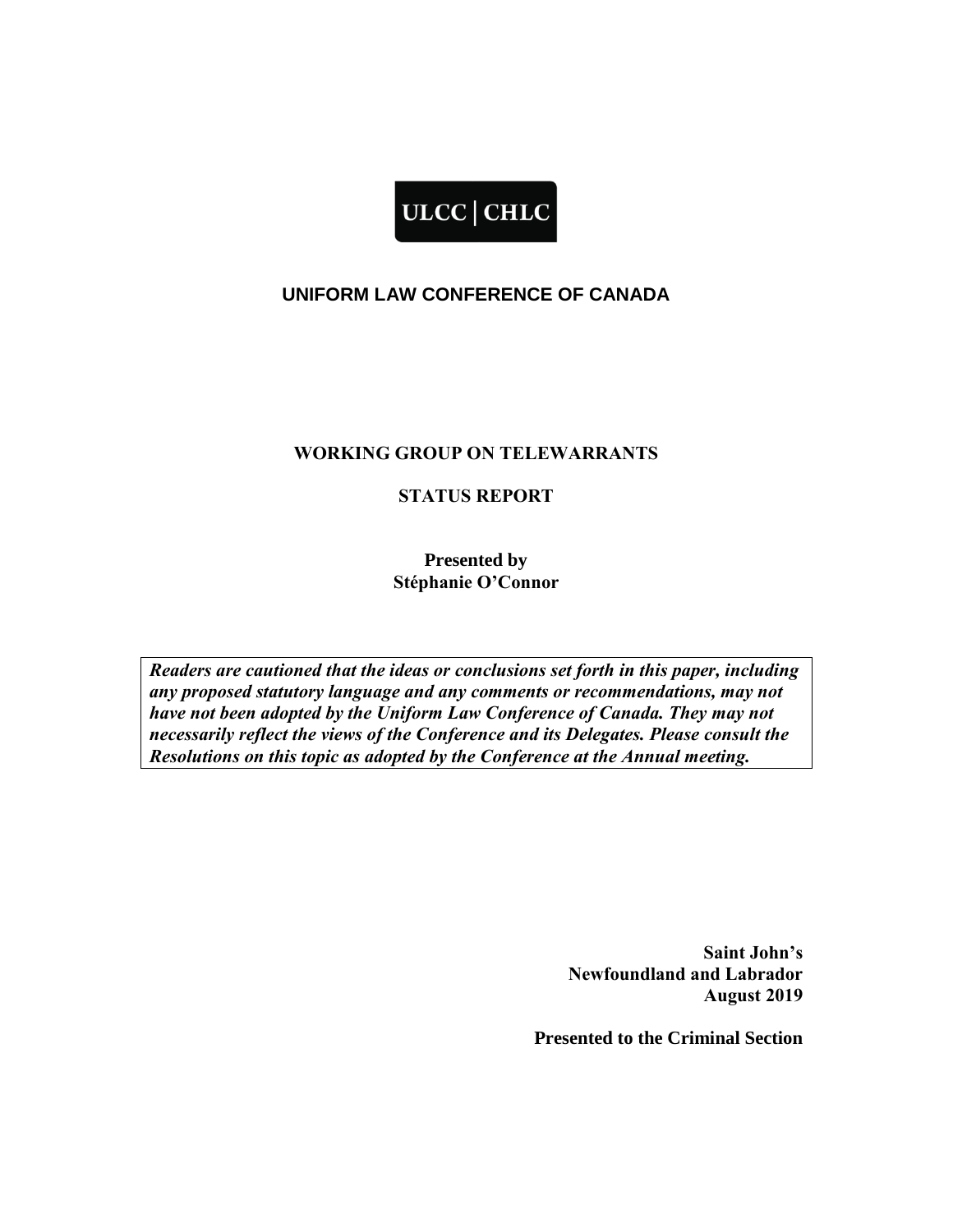ULCC | CHLC

# UNIFORM LAW CONFERENCE OF CANADA

## WORKING GROUP ON TELEWARRANTS

## STATUS REPORT

**Presented by**
**Stéphanie O'Connor**

***Readers are cautioned that the ideas or conclusions set forth in this paper, including any proposed statutory language and any comments or recommendations, may not have not been adopted by the Uniform Law Conference of Canada. They may not necessarily reflect the views of the Conference and its Delegates. Please consult the Resolutions on this topic as adopted by the Conference at the Annual meeting.***

**Saint John's**
**Newfoundland and Labrador**
**August 2019**

**Presented to the Criminal Section**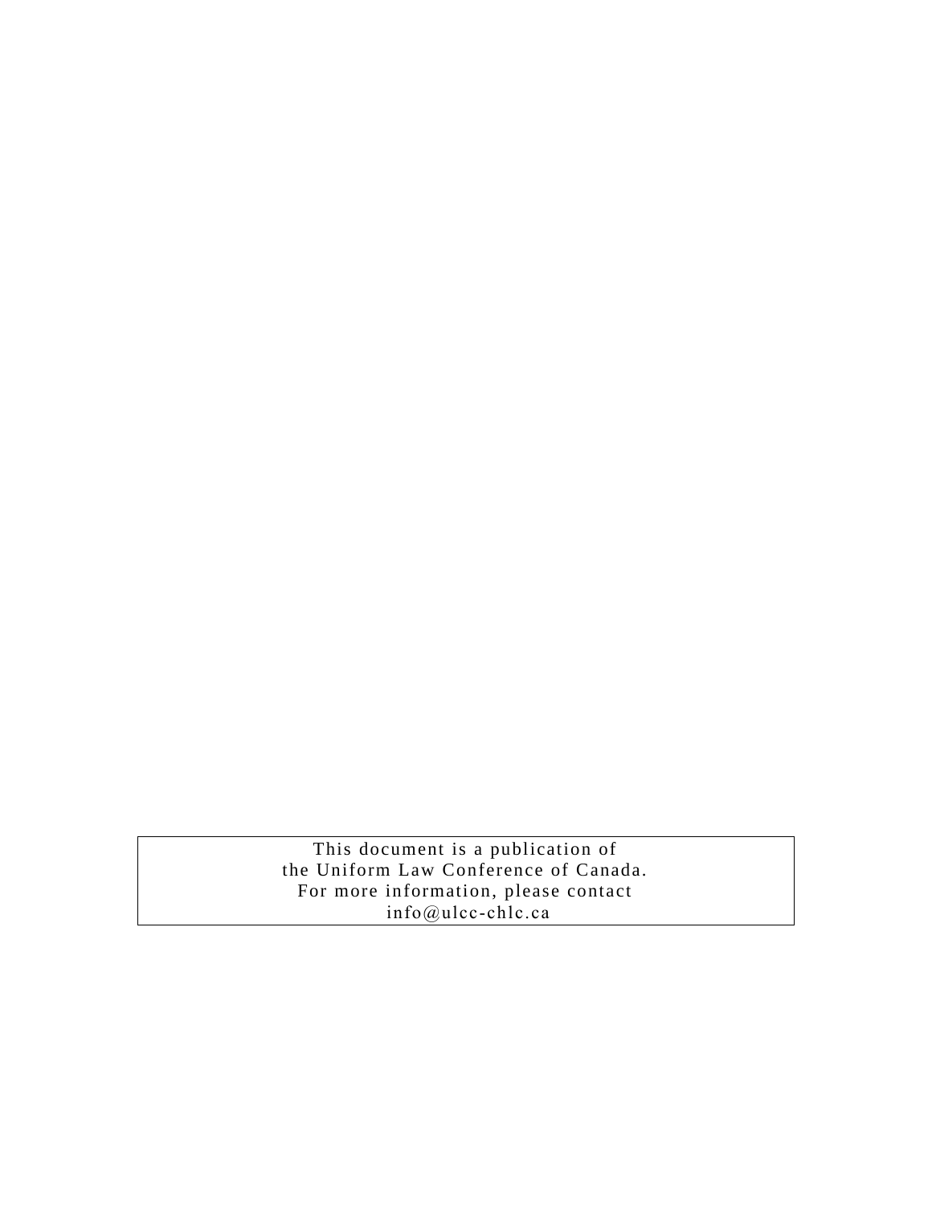This document is a publication of
the Uniform Law Conference of Canada.
For more information, please contact
info@ulcc-chlc.ca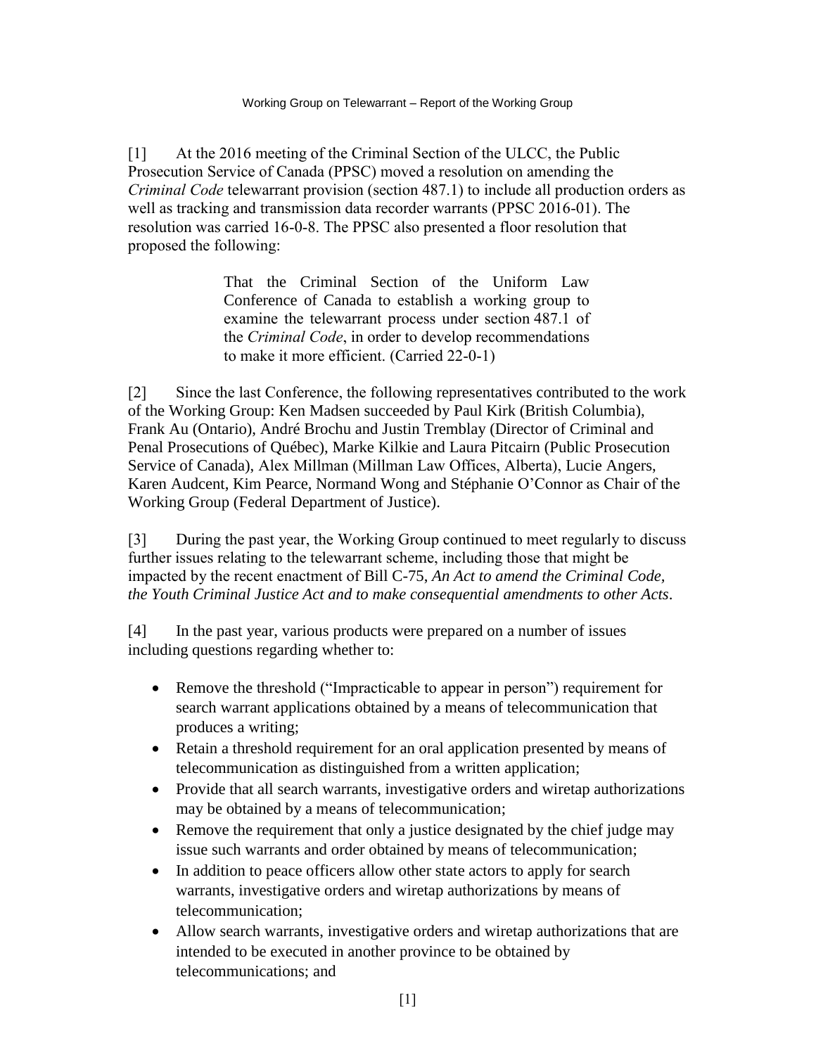[1] At the 2016 meeting of the Criminal Section of the ULCC, the Public Prosecution Service of Canada (PPSC) moved a resolution on amending the *Criminal Code* telewarrant provision (section 487.1) to include all production orders as well as tracking and transmission data recorder warrants (PPSC 2016-01). The resolution was carried 16-0-8. The PPSC also presented a floor resolution that proposed the following:

> That the Criminal Section of the Uniform Law Conference of Canada to establish a working group to examine the telewarrant process under section 487.1 of the *Criminal Code*, in order to develop recommendations to make it more efficient. (Carried 22-0-1)

[2] Since the last Conference, the following representatives contributed to the work of the Working Group: Ken Madsen succeeded by Paul Kirk (British Columbia), Frank Au (Ontario), André Brochu and Justin Tremblay (Director of Criminal and Penal Prosecutions of Québec), Marke Kilkie and Laura Pitcairn (Public Prosecution Service of Canada), Alex Millman (Millman Law Offices, Alberta), Lucie Angers, Karen Audcent, Kim Pearce, Normand Wong and Stéphanie O'Connor as Chair of the Working Group (Federal Department of Justice).

[3] During the past year, the Working Group continued to meet regularly to discuss further issues relating to the telewarrant scheme, including those that might be impacted by the recent enactment of Bill C-75, *An Act to amend the Criminal Code, the Youth Criminal Justice Act and to make consequential amendments to other Acts*.

[4] In the past year, various products were prepared on a number of issues including questions regarding whether to:

- Remove the threshold ("Impracticable to appear in person") requirement for search warrant applications obtained by a means of telecommunication that produces a writing;
- Retain a threshold requirement for an oral application presented by means of telecommunication as distinguished from a written application;
- Provide that all search warrants, investigative orders and wiretap authorizations may be obtained by a means of telecommunication;
- Remove the requirement that only a justice designated by the chief judge may issue such warrants and order obtained by means of telecommunication;
- In addition to peace officers allow other state actors to apply for search warrants, investigative orders and wiretap authorizations by means of telecommunication;
- Allow search warrants, investigative orders and wiretap authorizations that are intended to be executed in another province to be obtained by telecommunications; and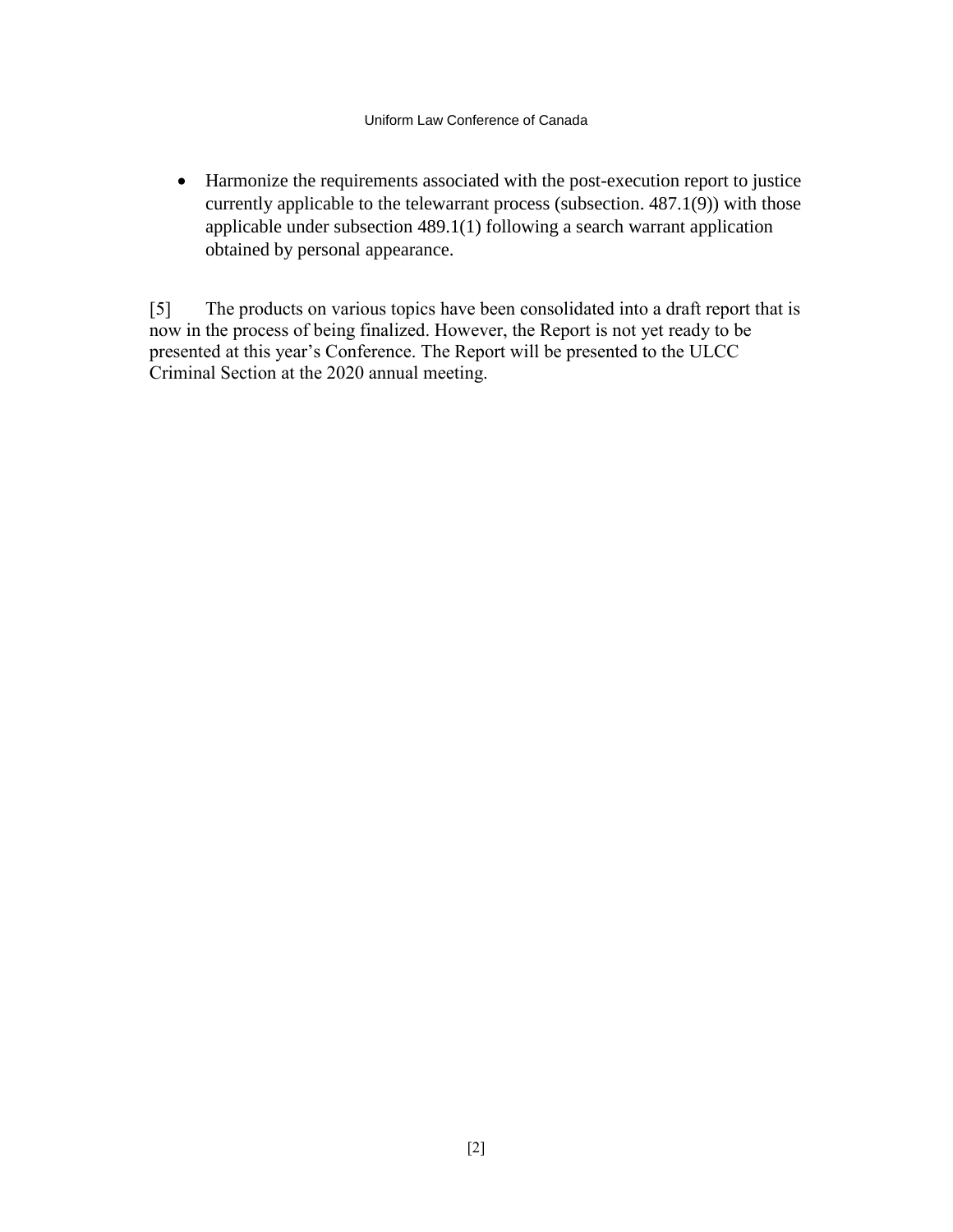- Harmonize the requirements associated with the post-execution report to justice currently applicable to the telewarrant process (subsection. 487.1(9)) with those applicable under subsection 489.1(1) following a search warrant application obtained by personal appearance.

[5] The products on various topics have been consolidated into a draft report that is now in the process of being finalized. However, the Report is not yet ready to be presented at this year's Conference. The Report will be presented to the ULCC Criminal Section at the 2020 annual meeting.